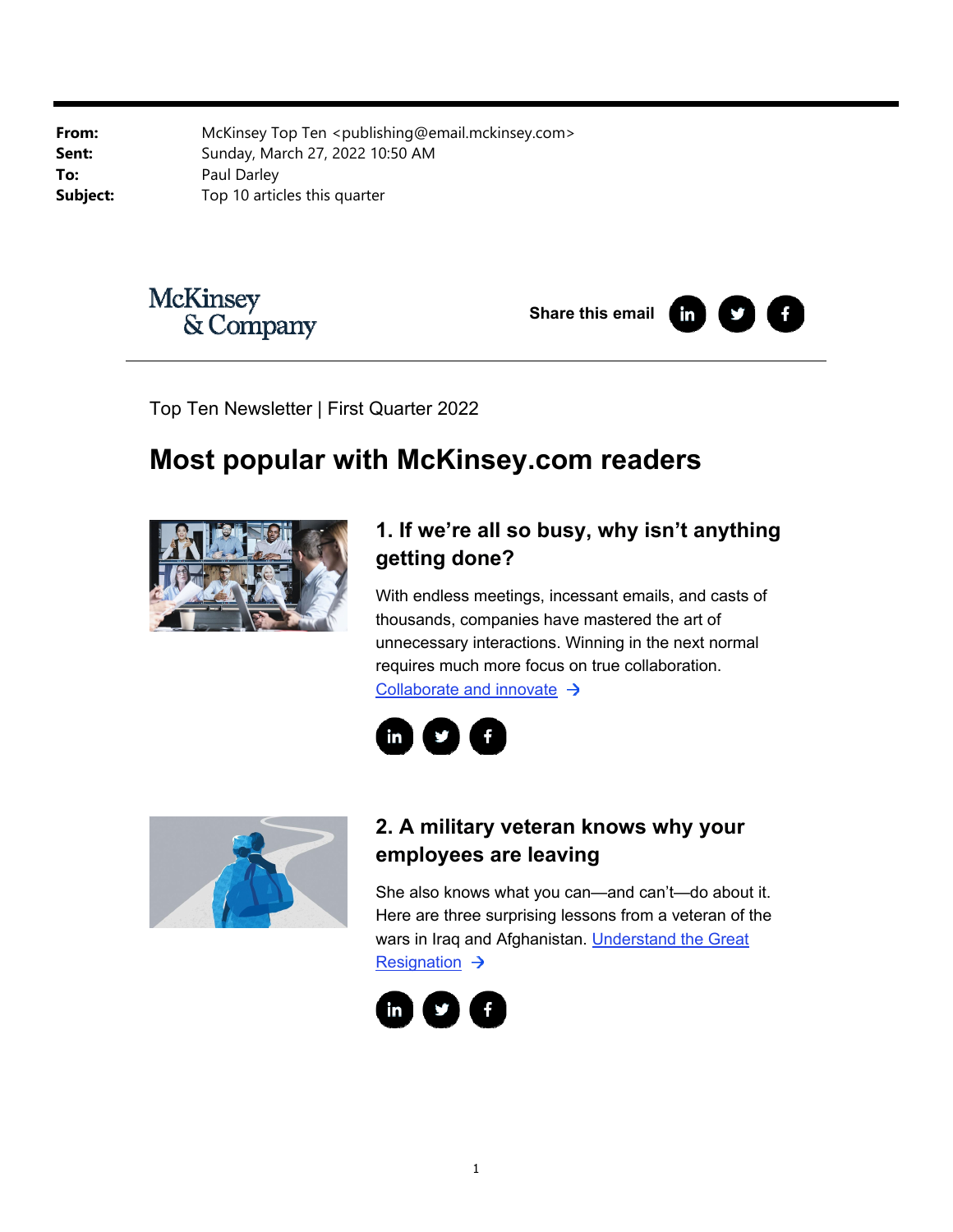**From:** McKinsey Top Ten <publishing@email.mckinsey.com>
**Sent:** Sunday, March 27, 2022 10:50 AM
**To:** Paul Darley
**Subject:** Top 10 articles this quarter

McKinsey & Company

Share this email

Top Ten Newsletter | First Quarter 2022

# Most popular with McKinsey.com readers

## 1. If we're all so busy, why isn't anything getting done?

With endless meetings, incessant emails, and casts of thousands, companies have mastered the art of unnecessary interactions. Winning in the next normal requires much more focus on true collaboration. Collaborate and innovate →

## 2. A military veteran knows why your employees are leaving

She also knows what you can—and can't—do about it. Here are three surprising lessons from a veteran of the wars in Iraq and Afghanistan. Understand the Great Resignation →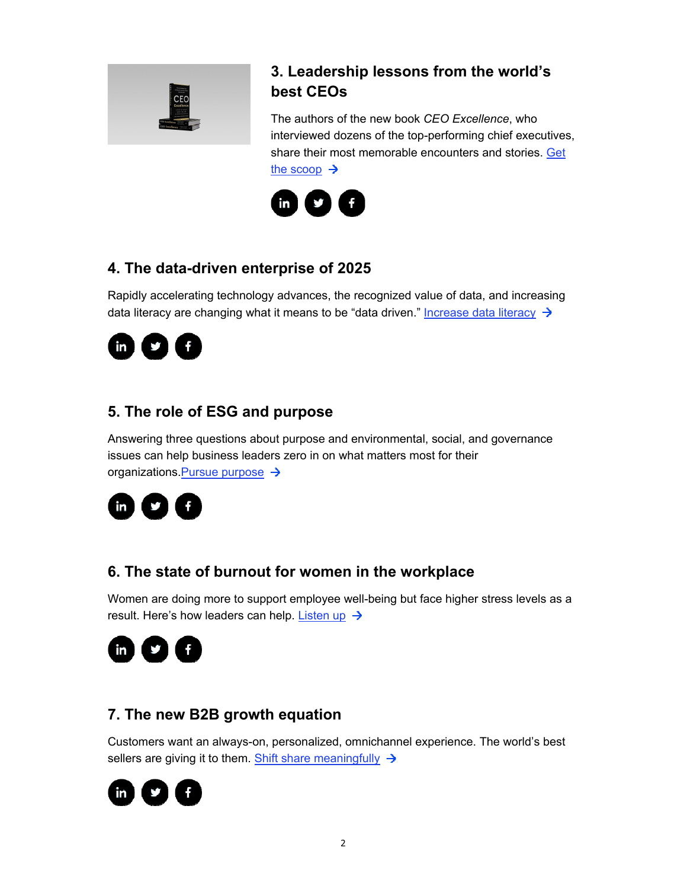### 3. Leadership lessons from the world's best CEOs

The authors of the new book *CEO Excellence*, who interviewed dozens of the top-performing chief executives, share their most memorable encounters and stories. Get the scoop →

### 4. The data-driven enterprise of 2025

Rapidly accelerating technology advances, the recognized value of data, and increasing data literacy are changing what it means to be "data driven." Increase data literacy →

### 5. The role of ESG and purpose

Answering three questions about purpose and environmental, social, and governance issues can help business leaders zero in on what matters most for their organizations.Pursue purpose →

### 6. The state of burnout for women in the workplace

Women are doing more to support employee well-being but face higher stress levels as a result. Here's how leaders can help. Listen up →

### 7. The new B2B growth equation

Customers want an always-on, personalized, omnichannel experience. The world's best sellers are giving it to them. Shift share meaningfully →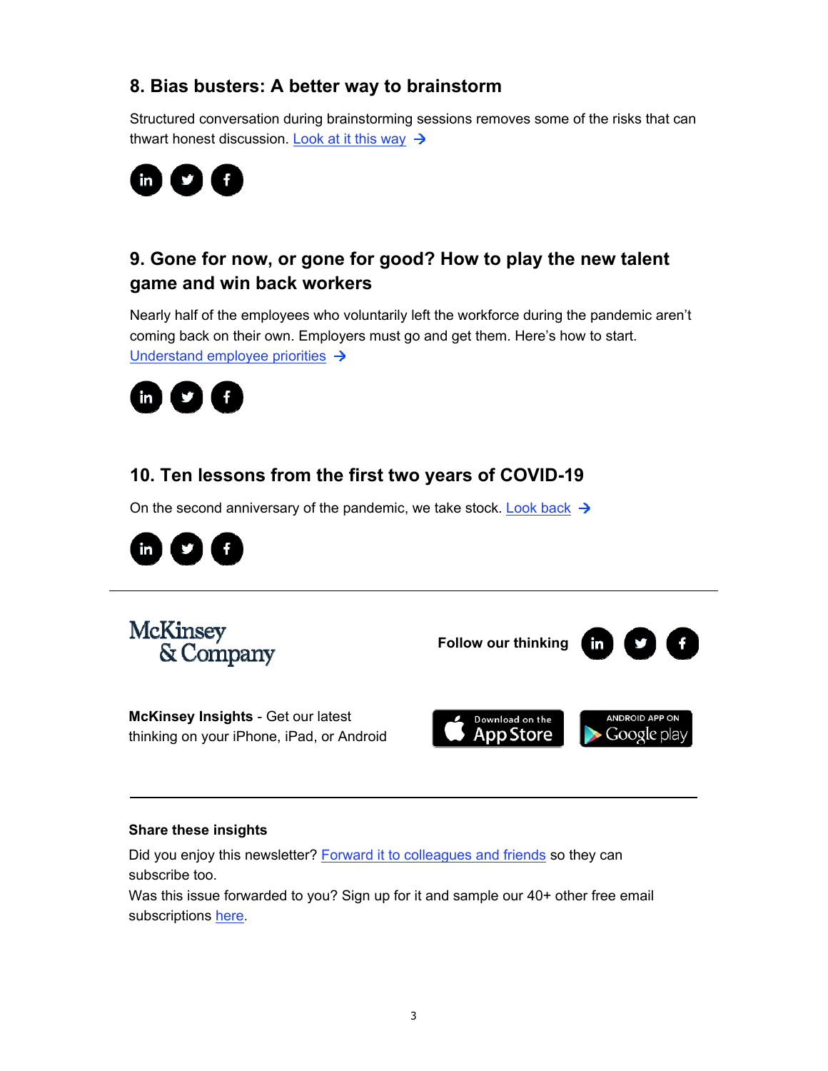## 8. Bias busters: A better way to brainstorm

Structured conversation during brainstorming sessions removes some of the risks that can thwart honest discussion. [Look at it this way](#) →

## 9. Gone for now, or gone for good? How to play the new talent game and win back workers

Nearly half of the employees who voluntarily left the workforce during the pandemic aren't coming back on their own. Employers must go and get them. Here's how to start. [Understand employee priorities](#) →

## 10. Ten lessons from the first two years of COVID-19

On the second anniversary of the pandemic, we take stock. [Look back](#) →

---

McKinsey & Company

**Follow our thinking**

**McKinsey Insights** - Get our latest thinking on your iPhone, iPad, or Android

Download on the App Store

ANDROID APP ON Google play

---

**Share these insights**

Did you enjoy this newsletter? [Forward it to colleagues and friends](#) so they can subscribe too.
Was this issue forwarded to you? Sign up for it and sample our 40+ other free email subscriptions [here](#).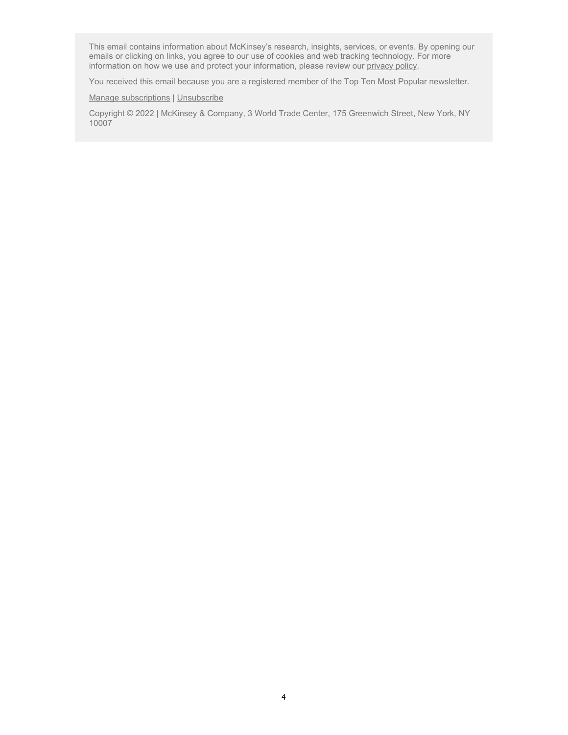This email contains information about McKinsey's research, insights, services, or events. By opening our emails or clicking on links, you agree to our use of cookies and web tracking technology. For more information on how we use and protect your information, please review our privacy policy.

You received this email because you are a registered member of the Top Ten Most Popular newsletter.

Manage subscriptions | Unsubscribe

Copyright © 2022 | McKinsey & Company, 3 World Trade Center, 175 Greenwich Street, New York, NY 10007